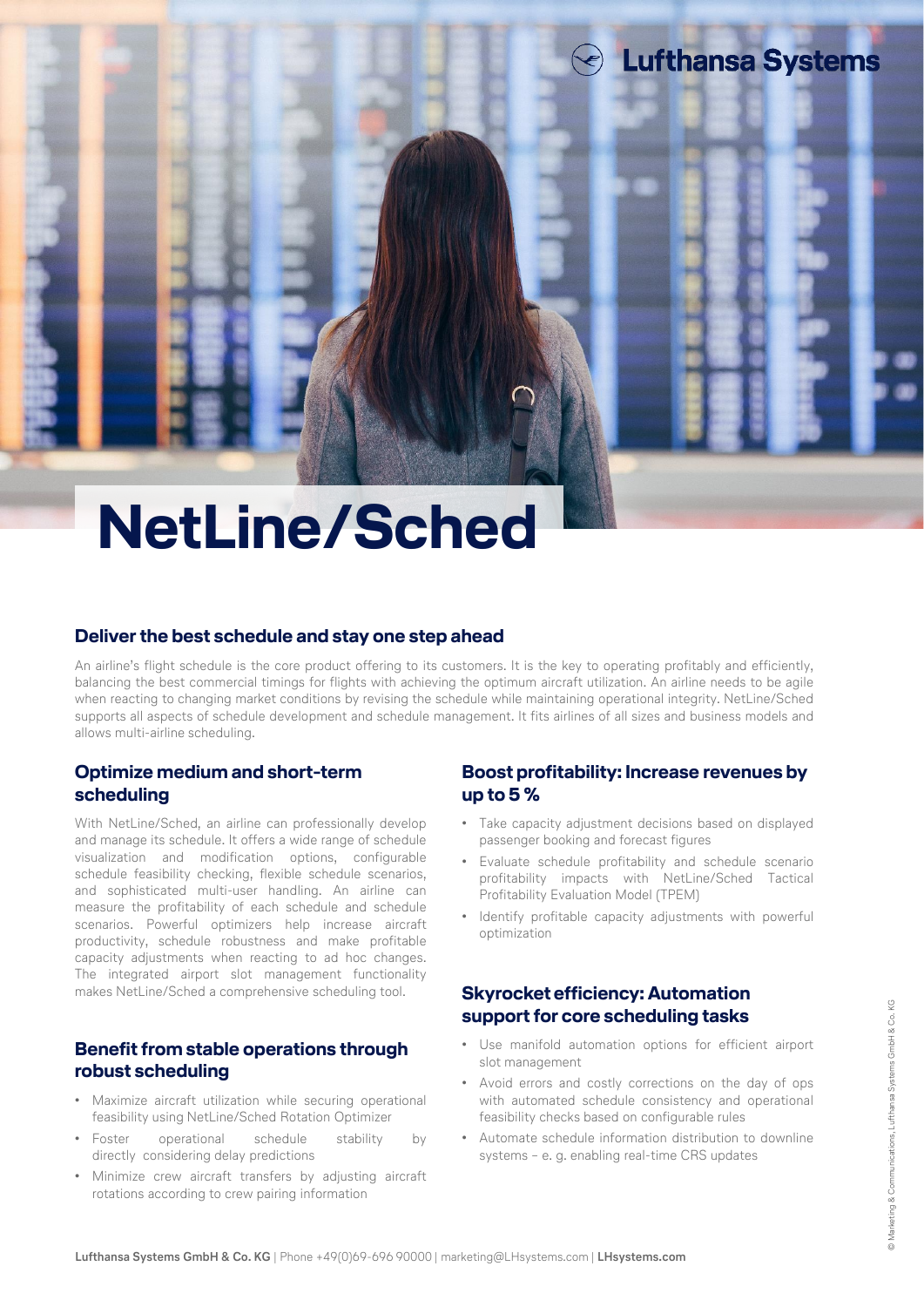Lufthansa Systems

# NetLine/Sched

## Deliver the best schedule and stay one step ahead

An airline's flight schedule is the core product offering to its customers. It is the key to operating profitably and efficiently, balancing the best commercial timings for flights with achieving the optimum aircraft utilization. An airline needs to be agile when reacting to changing market conditions by revising the schedule while maintaining operational integrity. NetLine/Sched supports all aspects of schedule development and schedule management. It fits airlines of all sizes and business models and allows multi-airline scheduling.

## Optimize medium and short-term scheduling

With NetLine/Sched, an airline can professionally develop and manage its schedule. It offers a wide range of schedule visualization and modification options, configurable schedule feasibility checking, flexible schedule scenarios, and sophisticated multi-user handling. An airline can measure the profitability of each schedule and schedule scenarios. Powerful optimizers help increase aircraft productivity, schedule robustness and make profitable capacity adjustments when reacting to ad hoc changes. The integrated airport slot management functionality makes NetLine/Sched a comprehensive scheduling tool.

## Benefit from stable operations through robust scheduling

- Maximize aircraft utilization while securing operational feasibility using NetLine/Sched Rotation Optimizer
- Foster operational schedule stability by directly considering delay predictions
- Minimize crew aircraft transfers by adjusting aircraft rotations according to crew pairing information

## Boost profitability: Increase revenues by up to 5 %

- Take capacity adjustment decisions based on displayed passenger booking and forecast figures
- Evaluate schedule profitability and schedule scenario profitability impacts with NetLine/Sched Tactical Profitability Evaluation Model (TPEM)
- Identify profitable capacity adjustments with powerful optimization

## Skyrocket efficiency: Automation support for core scheduling tasks

- Use manifold automation options for efficient airport slot management
- Avoid errors and costly corrections on the day of ops with automated schedule consistency and operational feasibility checks based on configurable rules
- Automate schedule information distribution to downline systems – e. g. enabling real-time CRS updates

**Lufthansa Systems GmbH & Co. KG** | Phone +49(0)69-696 90000 | marketing@LHsystems.com | **LHsystems.com**

© Marketing & Communications, Lufthansa Systems GmbH & Co. KG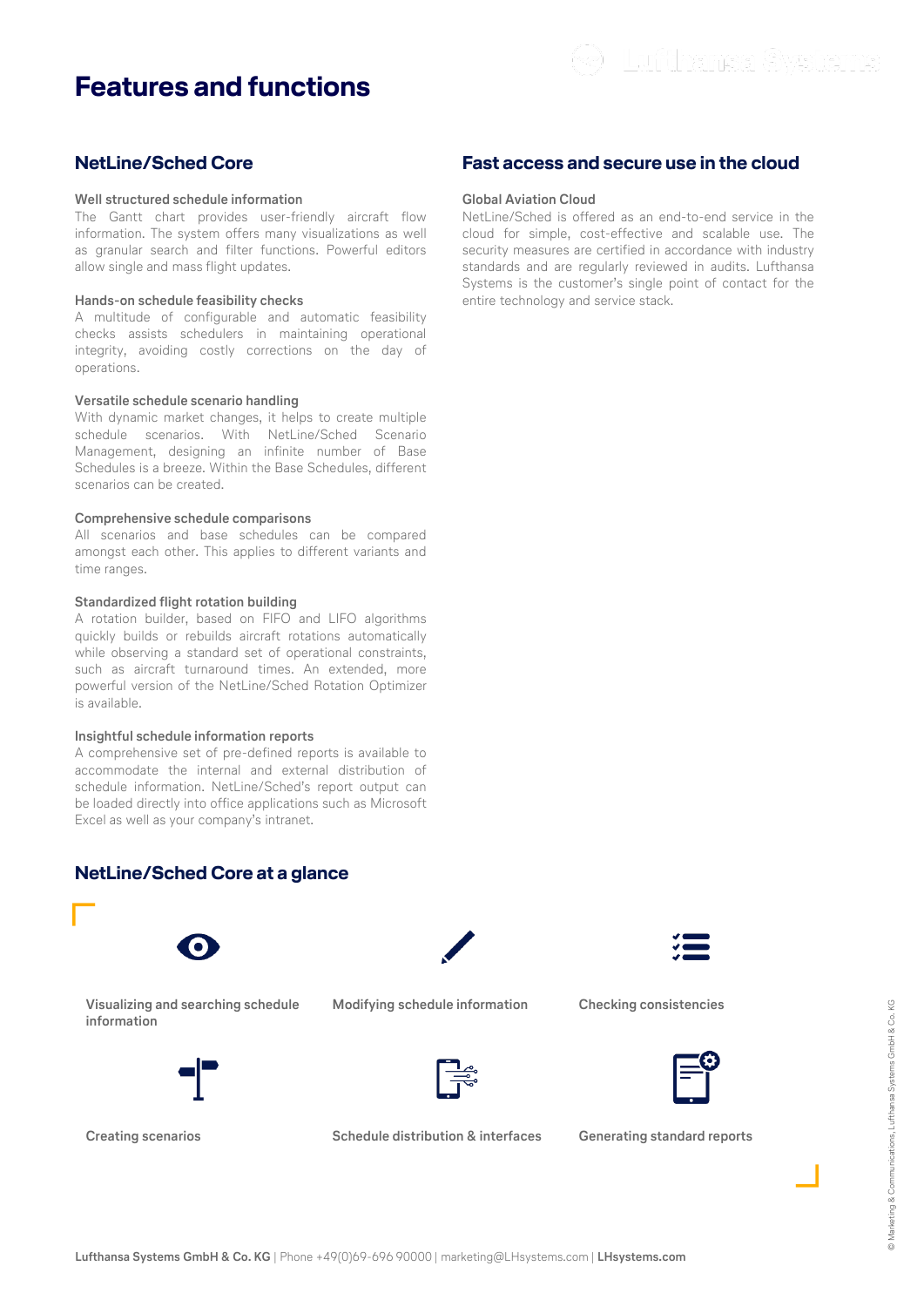# Features and functions

## NetLine/Sched Core

### Well structured schedule information

The Gantt chart provides user-friendly aircraft flow information. The system offers many visualizations as well as granular search and filter functions. Powerful editors allow single and mass flight updates.

### Hands-on schedule feasibility checks

A multitude of configurable and automatic feasibility checks assists schedulers in maintaining operational integrity, avoiding costly corrections on the day of operations.

### Versatile schedule scenario handling

With dynamic market changes, it helps to create multiple schedule scenarios. With NetLine/Sched Scenario Management, designing an infinite number of Base Schedules is a breeze. Within the Base Schedules, different scenarios can be created.

### Comprehensive schedule comparisons

All scenarios and base schedules can be compared amongst each other. This applies to different variants and time ranges.

### Standardized flight rotation building

A rotation builder, based on FIFO and LIFO algorithms quickly builds or rebuilds aircraft rotations automatically while observing a standard set of operational constraints, such as aircraft turnaround times. An extended, more powerful version of the NetLine/Sched Rotation Optimizer is available.

### Insightful schedule information reports

A comprehensive set of pre-defined reports is available to accommodate the internal and external distribution of schedule information. NetLine/Sched's report output can be loaded directly into office applications such as Microsoft Excel as well as your company's intranet.

## Fast access and secure use in the cloud

### Global Aviation Cloud

NetLine/Sched is offered as an end-to-end service in the cloud for simple, cost-effective and scalable use. The security measures are certified in accordance with industry standards and are regularly reviewed in audits. Lufthansa Systems is the customer's single point of contact for the entire technology and service stack.

## NetLine/Sched Core at a glance

- Visualizing and searching schedule information
- Modifying schedule information
- Checking consistencies
- Creating scenarios
- Schedule distribution & interfaces
- Generating standard reports

**Lufthansa Systems GmbH & Co. KG** | Phone +49(0)69-696 90000 | marketing@LHsystems.com | **LHsystems.com**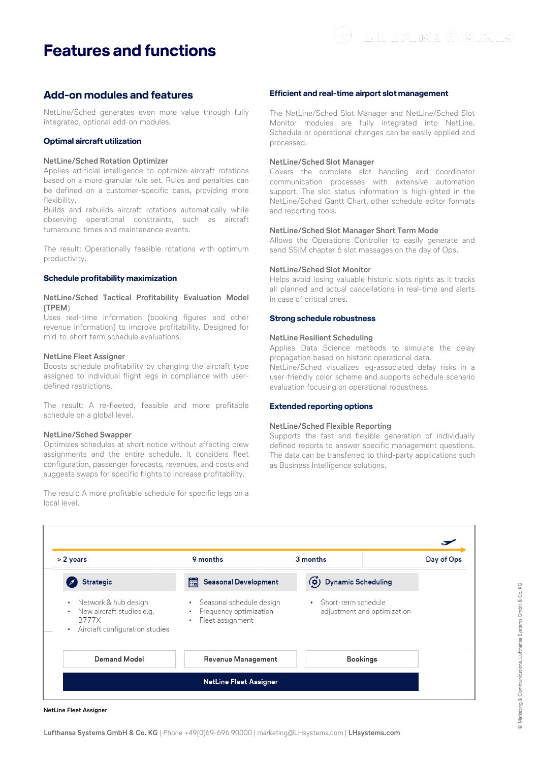# Features and functions

## Add-on modules and features

NetLine/Sched generates even more value through fully integrated, optional add-on modules.

### Optimal aircraft utilization

**NetLine/Sched Rotation Optimizer**
Applies artificial intelligence to optimize aircraft rotations based on a more granular rule set. Rules and penalties can be defined on a customer-specific basis, providing more flexibility.
Builds and rebuilds aircraft rotations automatically while observing operational constraints, such as aircraft turnaround times and maintenance events.

The result: Operationally feasible rotations with optimum productivity.

### Schedule profitability maximization

**NetLine/Sched Tactical Profitability Evaluation Model (TPEM)**
Uses real-time information (booking figures and other revenue information) to improve profitability. Designed for mid-to-short term schedule evaluations.

**NetLine Fleet Assigner**
Boosts schedule profitability by changing the aircraft type assigned to individual flight legs in compliance with user-defined restrictions.

The result: A re-fleeted, feasible and more profitable schedule on a global level.

**NetLine/Sched Swapper**
Optimizes schedules at short notice without affecting crew assignments and the entire schedule. It considers fleet configuration, passenger forecasts, revenues, and costs and suggests swaps for specific flights to increase profitability.

The result: A more profitable schedule for specific legs on a local level.

### Efficient and real-time airport slot management

The NetLine/Sched Slot Manager and NetLine/Sched Slot Monitor modules are fully integrated into NetLine. Schedule or operational changes can be easily applied and processed.

**NetLine/Sched Slot Manager**
Covers the complete slot handling and coordinator communication processes with extensive automation support. The slot status information is highlighted in the NetLine/Sched Gantt Chart, other schedule editor formats and reporting tools.

**NetLine/Sched Slot Manager Short Term Mode**
Allows the Operations Controller to easily generate and send SSIM chapter 6 slot messages on the day of Ops.

**NetLine/Sched Slot Monitor**
Helps avoid losing valuable historic slots rights as it tracks all planned and actual cancellations in real-time and alerts in case of critical ones.

### Strong schedule robustness

**NetLine Resilient Scheduling**
Applies Data Science methods to simulate the delay propagation based on historic operational data.
NetLine/Sched visualizes leg-associated delay risks in a user-friendly color scheme and supports schedule scenario evaluation focusing on operational robustness.

### Extended reporting options

**NetLine/Sched Flexible Reporting**
Supports the fast and flexible generation of individually defined reports to answer specific management questions. The data can be transferred to third-party applications such as Business Intelligence solutions.

| > 2 years | 9 months | 3 months | Day of Ops |
|---|---|---|---|
| **Strategic** | **Seasonal Development** | **Dynamic Scheduling** | |
| • Network & hub design<br>• New aircraft studies e.g. B777X<br>• Aircraft configuration studies | • Seasonal schedule design<br>• Frequency optimization<br>• Fleet assignment | • Short-term schedule adjustment and optimization | |
| Demand Model | Revenue Management | Bookings | |
| NetLine Fleet Assigner | | | |

NetLine Fleet Assigner

**Lufthansa Systems GmbH & Co. KG** | Phone +49(0)69-696 90000 | marketing@LHsystems.com | **LHsystems.com**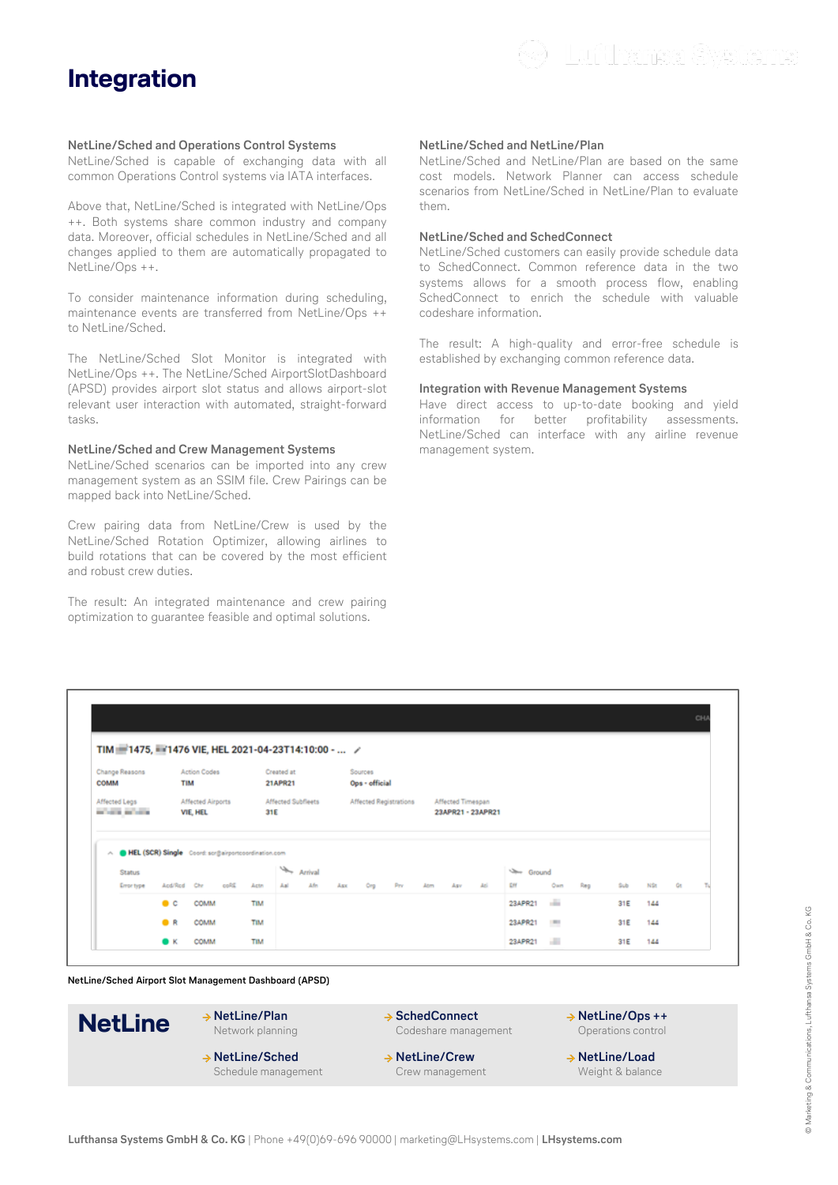# Integration

### NetLine/Sched and Operations Control Systems

NetLine/Sched is capable of exchanging data with all common Operations Control systems via IATA interfaces.

Above that, NetLine/Sched is integrated with NetLine/Ops ++. Both systems share common industry and company data. Moreover, official schedules in NetLine/Sched and all changes applied to them are automatically propagated to NetLine/Ops ++.

To consider maintenance information during scheduling, maintenance events are transferred from NetLine/Ops ++ to NetLine/Sched.

The NetLine/Sched Slot Monitor is integrated with NetLine/Ops ++. The NetLine/Sched AirportSlotDashboard (APSD) provides airport slot status and allows airport-slot relevant user interaction with automated, straight-forward tasks.

### NetLine/Sched and Crew Management Systems

NetLine/Sched scenarios can be imported into any crew management system as an SSIM file. Crew Pairings can be mapped back into NetLine/Sched.

Crew pairing data from NetLine/Crew is used by the NetLine/Sched Rotation Optimizer, allowing airlines to build rotations that can be covered by the most efficient and robust crew duties.

The result: An integrated maintenance and crew pairing optimization to guarantee feasible and optimal solutions.

### NetLine/Sched and NetLine/Plan

NetLine/Sched and NetLine/Plan are based on the same cost models. Network Planner can access schedule scenarios from NetLine/Sched in NetLine/Plan to evaluate them.

### NetLine/Sched and SchedConnect

NetLine/Sched customers can easily provide schedule data to SchedConnect. Common reference data in the two systems allows for a smooth process flow, enabling SchedConnect to enrich the schedule with valuable codeshare information.

The result: A high-quality and error-free schedule is established by exchanging common reference data.

### Integration with Revenue Management Systems

Have direct access to up-to-date booking and yield information for better profitability assessments. NetLine/Sched can interface with any airline revenue management system.

NetLine/Sched Airport Slot Management Dashboard (APSD)

**NetLine**

- **NetLine/Plan** – Network planning
- **NetLine/Sched** – Schedule management
- **SchedConnect** – Codeshare management
- **NetLine/Crew** – Crew management
- **NetLine/Ops ++** – Operations control
- **NetLine/Load** – Weight & balance

**Lufthansa Systems GmbH & Co. KG** | Phone +49(0)69-696 90000 | marketing@LHsystems.com | **LHsystems.com**

© Marketing & Communications, Lufthansa Systems GmbH & Co. KG